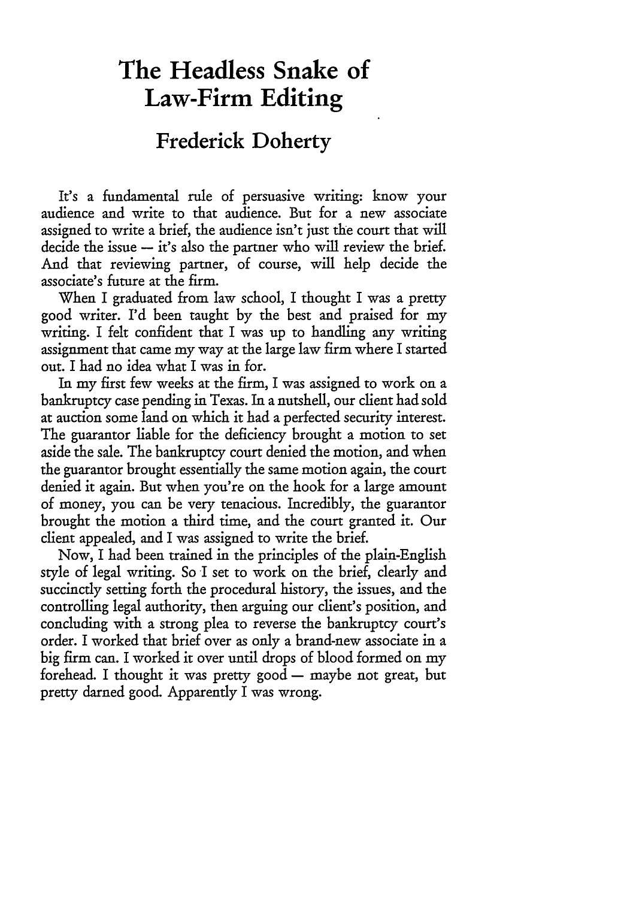# The Headless Snake of Law-Firm Editing

## Frederick Doherty

It's a fundamental rule of persuasive writing: know your audience and write to that audience. But for a new associate assigned to write a brief, the audience isn't just the court that will decide the issue — it's also the partner who will review the brief. And that reviewing partner, of course, will help decide the associate's future at the firm.

When I graduated from law school, I thought I was a pretty good writer. I'd been taught by the best and praised for my writing. I felt confident that I was up to handling any writing assignment that came my way at the large law firm where I started out. I had no idea what I was in for.

In my first few weeks at the firm, I was assigned to work on a bankruptcy case pending in Texas. In a nutshell, our client had sold at auction some land on which it had a perfected security interest. The guarantor liable for the deficiency brought a motion to set aside the sale. The bankruptcy court denied the motion, and when the guarantor brought essentially the same motion again, the court denied it again. But when you're on the hook for a large amount of money, you can be very tenacious. Incredibly, the guarantor brought the motion a third time, and the court granted it. Our client appealed, and I was assigned to write the brief.

Now, I had been trained in the principles of the plain-English style of legal writing. So I set to work on the brief, clearly and succinctly setting forth the procedural history, the issues, and the controlling legal authority, then arguing our client's position, and concluding with a strong plea to reverse the bankruptcy court's order. I worked that brief over as only a brand-new associate in a big firm can. I worked it over until drops of blood formed on my forehead. I thought it was pretty good — maybe not great, but pretty darned good. Apparently I was wrong.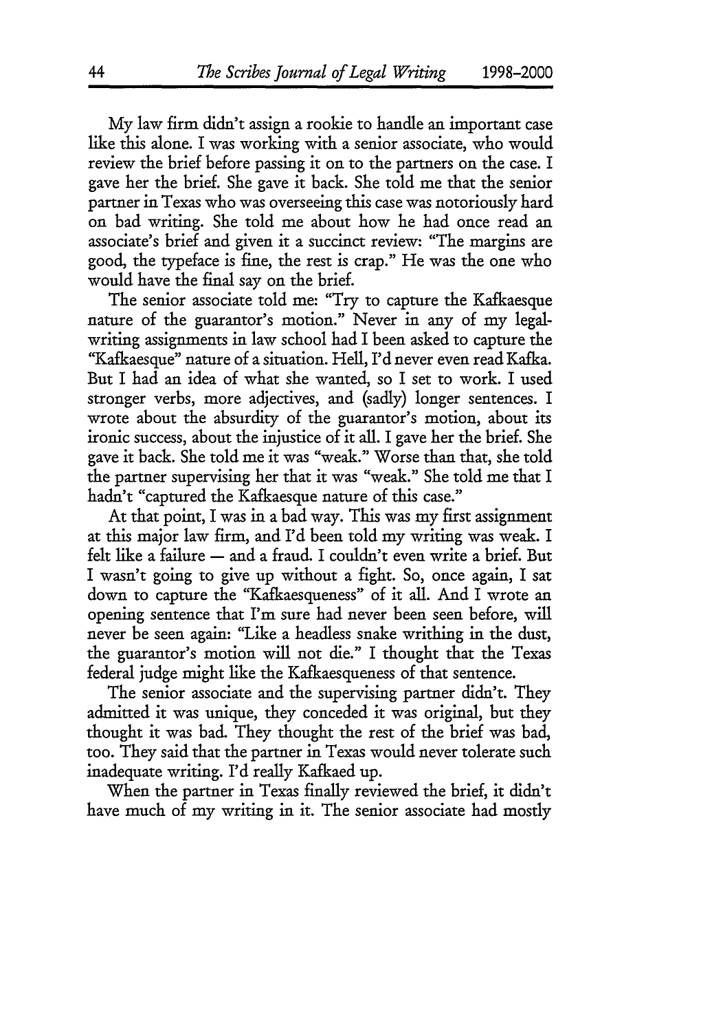My law firm didn't assign a rookie to handle an important case like this alone. I was working with a senior associate, who would review the brief before passing it on to the partners on the case. I gave her the brief. She gave it back. She told me that the senior partner in Texas who was overseeing this case was notoriously hard on bad writing. She told me about how he had once read an associate's brief and given it a succinct review: "The margins are good, the typeface is fine, the rest is crap." He was the one who would have the final say on the brief.

The senior associate told me: "Try to capture the Kafkaesque nature of the guarantor's motion." Never in any of my legal-writing assignments in law school had I been asked to capture the "Kafkaesque" nature of a situation. Hell, I'd never even read Kafka. But I had an idea of what she wanted, so I set to work. I used stronger verbs, more adjectives, and (sadly) longer sentences. I wrote about the absurdity of the guarantor's motion, about its ironic success, about the injustice of it all. I gave her the brief. She gave it back. She told me it was "weak." Worse than that, she told the partner supervising her that it was "weak." She told me that I hadn't "captured the Kafkaesque nature of this case."

At that point, I was in a bad way. This was my first assignment at this major law firm, and I'd been told my writing was weak. I felt like a failure — and a fraud. I couldn't even write a brief. But I wasn't going to give up without a fight. So, once again, I sat down to capture the "Kafkaesqueness" of it all. And I wrote an opening sentence that I'm sure had never been seen before, will never be seen again: "Like a headless snake writhing in the dust, the guarantor's motion will not die." I thought that the Texas federal judge might like the Kafkaesqueness of that sentence.

The senior associate and the supervising partner didn't. They admitted it was unique, they conceded it was original, but they thought it was bad. They thought the rest of the brief was bad, too. They said that the partner in Texas would never tolerate such inadequate writing. I'd really Kafkaed up.

When the partner in Texas finally reviewed the brief, it didn't have much of my writing in it. The senior associate had mostly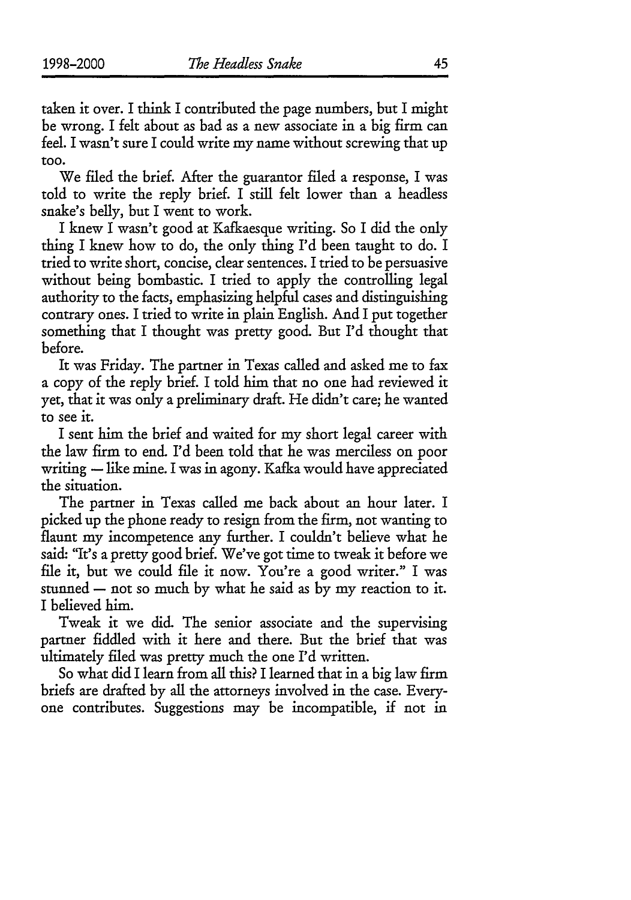taken it over. I think I contributed the page numbers, but I might be wrong. I felt about as bad as a new associate in a big firm can feel. I wasn't sure I could write my name without screwing that up too.

We filed the brief. After the guarantor filed a response, I was told to write the reply brief. I still felt lower than a headless snake's belly, but I went to work.

I knew I wasn't good at Kafkaesque writing. So I did the only thing I knew how to do, the only thing I'd been taught to do. I tried to write short, concise, clear sentences. I tried to be persuasive without being bombastic. I tried to apply the controlling legal authority to the facts, emphasizing helpful cases and distinguishing contrary ones. I tried to write in plain English. And I put together something that I thought was pretty good. But I'd thought that before.

It was Friday. The partner in Texas called and asked me to fax a copy of the reply brief. I told him that no one had reviewed it yet, that it was only a preliminary draft. He didn't care; he wanted to see it.

I sent him the brief and waited for my short legal career with the law firm to end. I'd been told that he was merciless on poor writing — like mine. I was in agony. Kafka would have appreciated the situation.

The partner in Texas called me back about an hour later. I picked up the phone ready to resign from the firm, not wanting to flaunt my incompetence any further. I couldn't believe what he said: "It's a pretty good brief. We've got time to tweak it before we file it, but we could file it now. You're a good writer." I was stunned — not so much by what he said as by my reaction to it. I believed him.

Tweak it we did. The senior associate and the supervising partner fiddled with it here and there. But the brief that was ultimately filed was pretty much the one I'd written.

So what did I learn from all this? I learned that in a big law firm briefs are drafted by all the attorneys involved in the case. Everyone contributes. Suggestions may be incompatible, if not in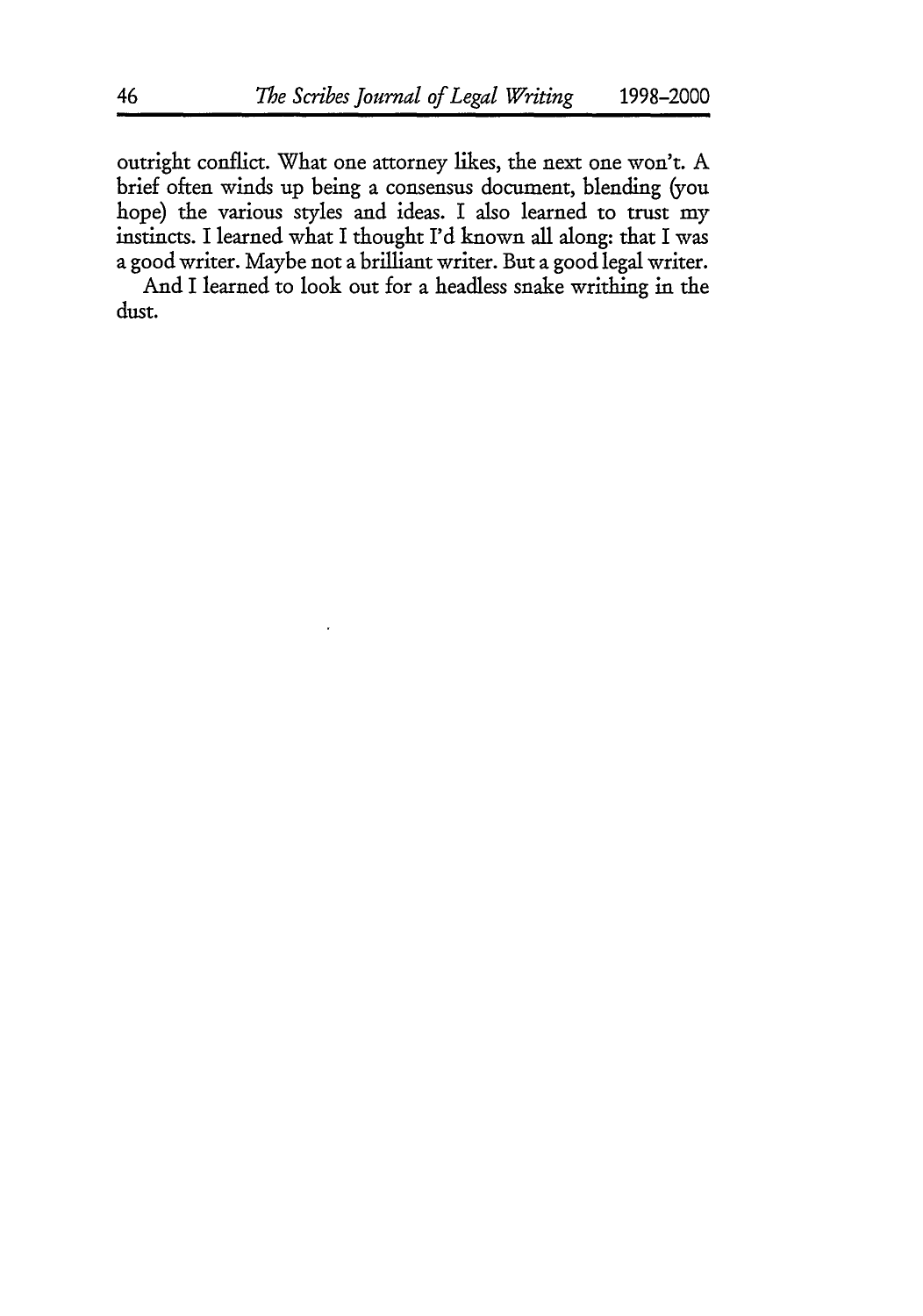outright conflict. What one attorney likes, the next one won't. A brief often winds up being a consensus document, blending (you hope) the various styles and ideas. I also learned to trust my instincts. I learned what I thought I'd known all along: that I was a good writer. Maybe not a brilliant writer. But a good legal writer.

And I learned to look out for a headless snake writhing in the dust.